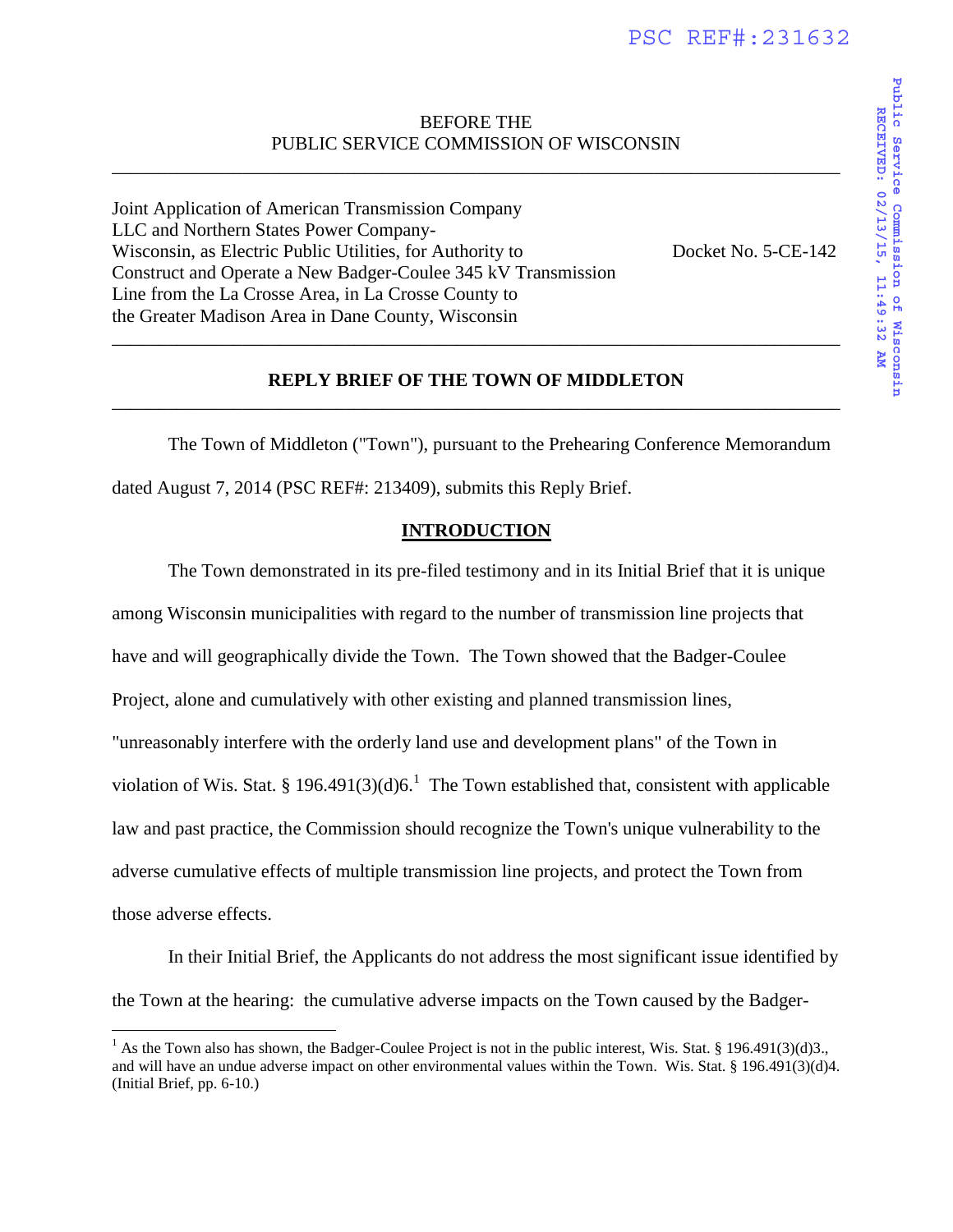PSC REF#:231632

BEFORE THE
PUBLIC SERVICE COMMISSION OF WISCONSIN

---

Joint Application of American Transmission Company LLC and Northern States Power Company-Wisconsin, as Electric Public Utilities, for Authority to Construct and Operate a New Badger-Coulee 345 kV Transmission Line from the La Crosse Area, in La Crosse County to the Greater Madison Area in Dane County, Wisconsin

Docket No. 5-CE-142

---

**REPLY BRIEF OF THE TOWN OF MIDDLETON**

---

The Town of Middleton ("Town"), pursuant to the Prehearing Conference Memorandum dated August 7, 2014 (PSC REF#: 213409), submits this Reply Brief.

## INTRODUCTION

The Town demonstrated in its pre-filed testimony and in its Initial Brief that it is unique among Wisconsin municipalities with regard to the number of transmission line projects that have and will geographically divide the Town. The Town showed that the Badger-Coulee Project, alone and cumulatively with other existing and planned transmission lines, "unreasonably interfere with the orderly land use and development plans" of the Town in violation of Wis. Stat. § 196.491(3)(d)6.[1] The Town established that, consistent with applicable law and past practice, the Commission should recognize the Town's unique vulnerability to the adverse cumulative effects of multiple transmission line projects, and protect the Town from those adverse effects.

In their Initial Brief, the Applicants do not address the most significant issue identified by the Town at the hearing: the cumulative adverse impacts on the Town caused by the Badger-

[1] As the Town also has shown, the Badger-Coulee Project is not in the public interest, Wis. Stat. § 196.491(3)(d)3., and will have an undue adverse impact on other environmental values within the Town. Wis. Stat. § 196.491(3)(d)4. (Initial Brief, pp. 6-10.)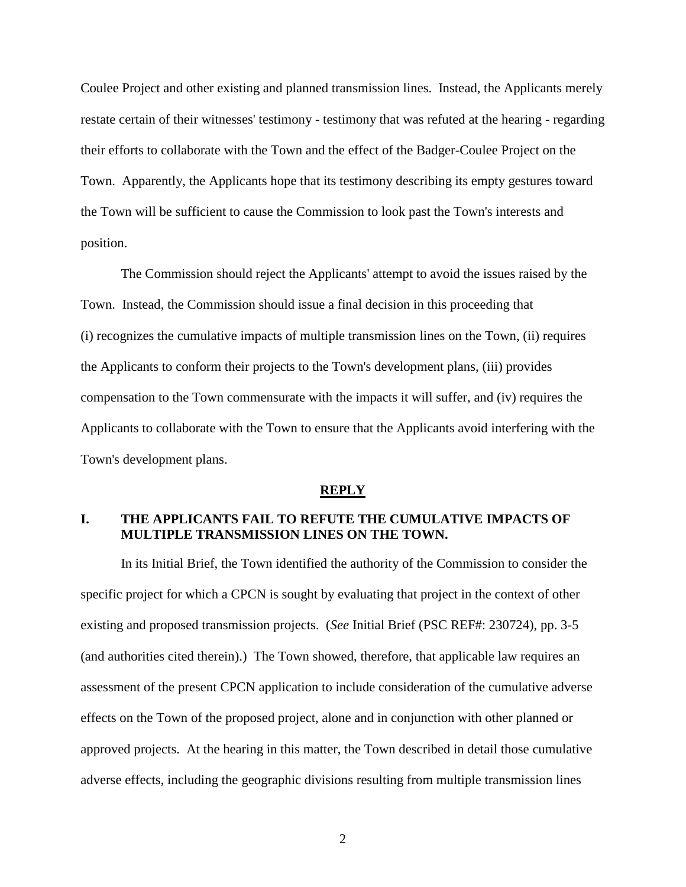Coulee Project and other existing and planned transmission lines. Instead, the Applicants merely restate certain of their witnesses' testimony - testimony that was refuted at the hearing - regarding their efforts to collaborate with the Town and the effect of the Badger-Coulee Project on the Town. Apparently, the Applicants hope that its testimony describing its empty gestures toward the Town will be sufficient to cause the Commission to look past the Town's interests and position.

The Commission should reject the Applicants' attempt to avoid the issues raised by the Town. Instead, the Commission should issue a final decision in this proceeding that (i) recognizes the cumulative impacts of multiple transmission lines on the Town, (ii) requires the Applicants to conform their projects to the Town's development plans, (iii) provides compensation to the Town commensurate with the impacts it will suffer, and (iv) requires the Applicants to collaborate with the Town to ensure that the Applicants avoid interfering with the Town's development plans.

## **REPLY**

### I. THE APPLICANTS FAIL TO REFUTE THE CUMULATIVE IMPACTS OF MULTIPLE TRANSMISSION LINES ON THE TOWN.

In its Initial Brief, the Town identified the authority of the Commission to consider the specific project for which a CPCN is sought by evaluating that project in the context of other existing and proposed transmission projects. (*See* Initial Brief (PSC REF#: 230724), pp. 3-5 (and authorities cited therein).) The Town showed, therefore, that applicable law requires an assessment of the present CPCN application to include consideration of the cumulative adverse effects on the Town of the proposed project, alone and in conjunction with other planned or approved projects. At the hearing in this matter, the Town described in detail those cumulative adverse effects, including the geographic divisions resulting from multiple transmission lines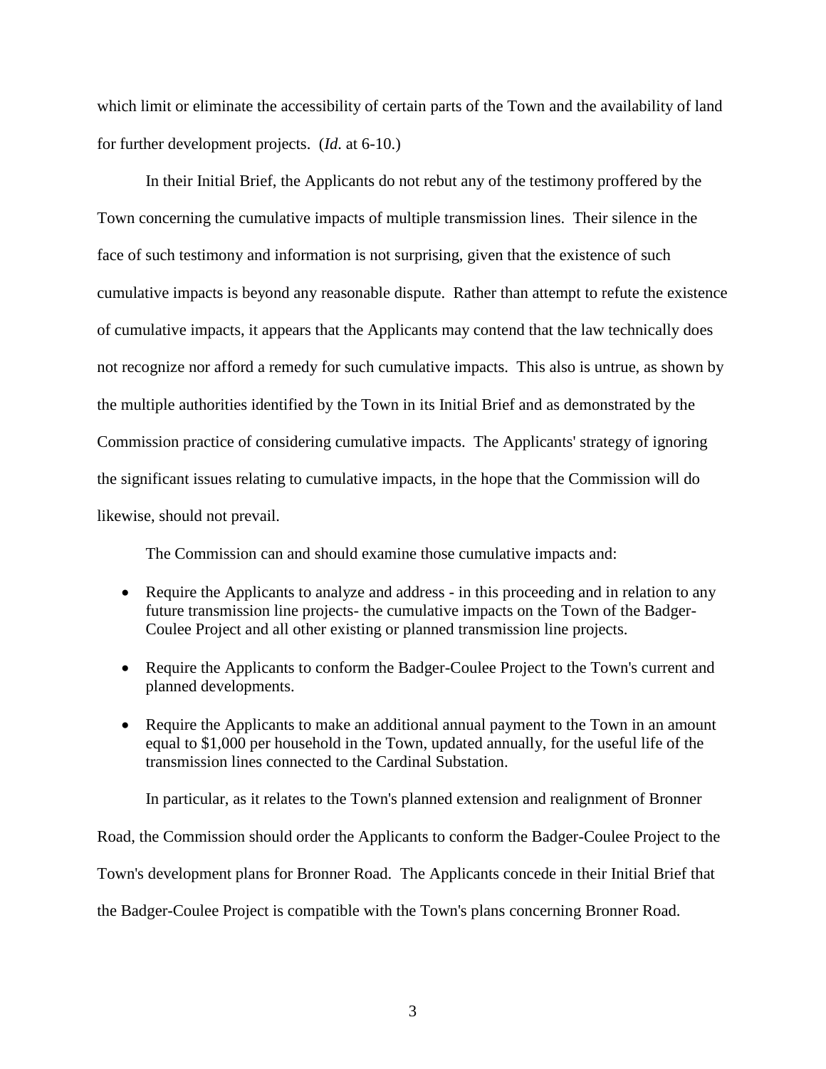which limit or eliminate the accessibility of certain parts of the Town and the availability of land for further development projects. (*Id.* at 6-10.)

In their Initial Brief, the Applicants do not rebut any of the testimony proffered by the Town concerning the cumulative impacts of multiple transmission lines. Their silence in the face of such testimony and information is not surprising, given that the existence of such cumulative impacts is beyond any reasonable dispute. Rather than attempt to refute the existence of cumulative impacts, it appears that the Applicants may contend that the law technically does not recognize nor afford a remedy for such cumulative impacts. This also is untrue, as shown by the multiple authorities identified by the Town in its Initial Brief and as demonstrated by the Commission practice of considering cumulative impacts. The Applicants' strategy of ignoring the significant issues relating to cumulative impacts, in the hope that the Commission will do likewise, should not prevail.

The Commission can and should examine those cumulative impacts and:

- Require the Applicants to analyze and address - in this proceeding and in relation to any future transmission line projects- the cumulative impacts on the Town of the Badger-Coulee Project and all other existing or planned transmission line projects.
- Require the Applicants to conform the Badger-Coulee Project to the Town's current and planned developments.
- Require the Applicants to make an additional annual payment to the Town in an amount equal to $1,000 per household in the Town, updated annually, for the useful life of the transmission lines connected to the Cardinal Substation.

In particular, as it relates to the Town's planned extension and realignment of Bronner Road, the Commission should order the Applicants to conform the Badger-Coulee Project to the Town's development plans for Bronner Road. The Applicants concede in their Initial Brief that the Badger-Coulee Project is compatible with the Town's plans concerning Bronner Road.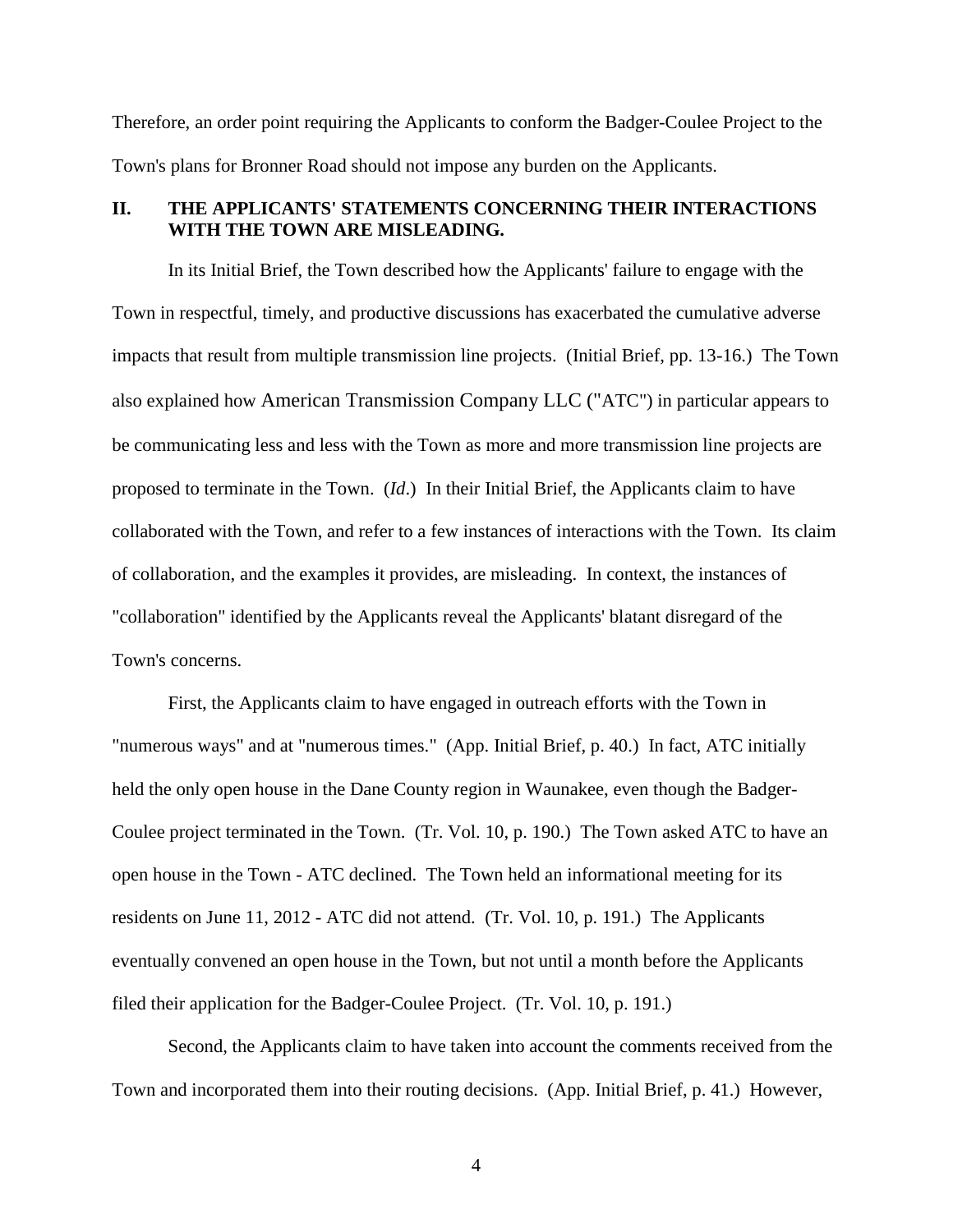Therefore, an order point requiring the Applicants to conform the Badger-Coulee Project to the Town's plans for Bronner Road should not impose any burden on the Applicants.

## II. THE APPLICANTS' STATEMENTS CONCERNING THEIR INTERACTIONS WITH THE TOWN ARE MISLEADING.

In its Initial Brief, the Town described how the Applicants' failure to engage with the Town in respectful, timely, and productive discussions has exacerbated the cumulative adverse impacts that result from multiple transmission line projects. (Initial Brief, pp. 13-16.) The Town also explained how American Transmission Company LLC ("ATC") in particular appears to be communicating less and less with the Town as more and more transmission line projects are proposed to terminate in the Town. (*Id*.) In their Initial Brief, the Applicants claim to have collaborated with the Town, and refer to a few instances of interactions with the Town. Its claim of collaboration, and the examples it provides, are misleading. In context, the instances of "collaboration" identified by the Applicants reveal the Applicants' blatant disregard of the Town's concerns.

First, the Applicants claim to have engaged in outreach efforts with the Town in "numerous ways" and at "numerous times." (App. Initial Brief, p. 40.) In fact, ATC initially held the only open house in the Dane County region in Waunakee, even though the Badger-Coulee project terminated in the Town. (Tr. Vol. 10, p. 190.) The Town asked ATC to have an open house in the Town - ATC declined. The Town held an informational meeting for its residents on June 11, 2012 - ATC did not attend. (Tr. Vol. 10, p. 191.) The Applicants eventually convened an open house in the Town, but not until a month before the Applicants filed their application for the Badger-Coulee Project. (Tr. Vol. 10, p. 191.)

Second, the Applicants claim to have taken into account the comments received from the Town and incorporated them into their routing decisions. (App. Initial Brief, p. 41.) However,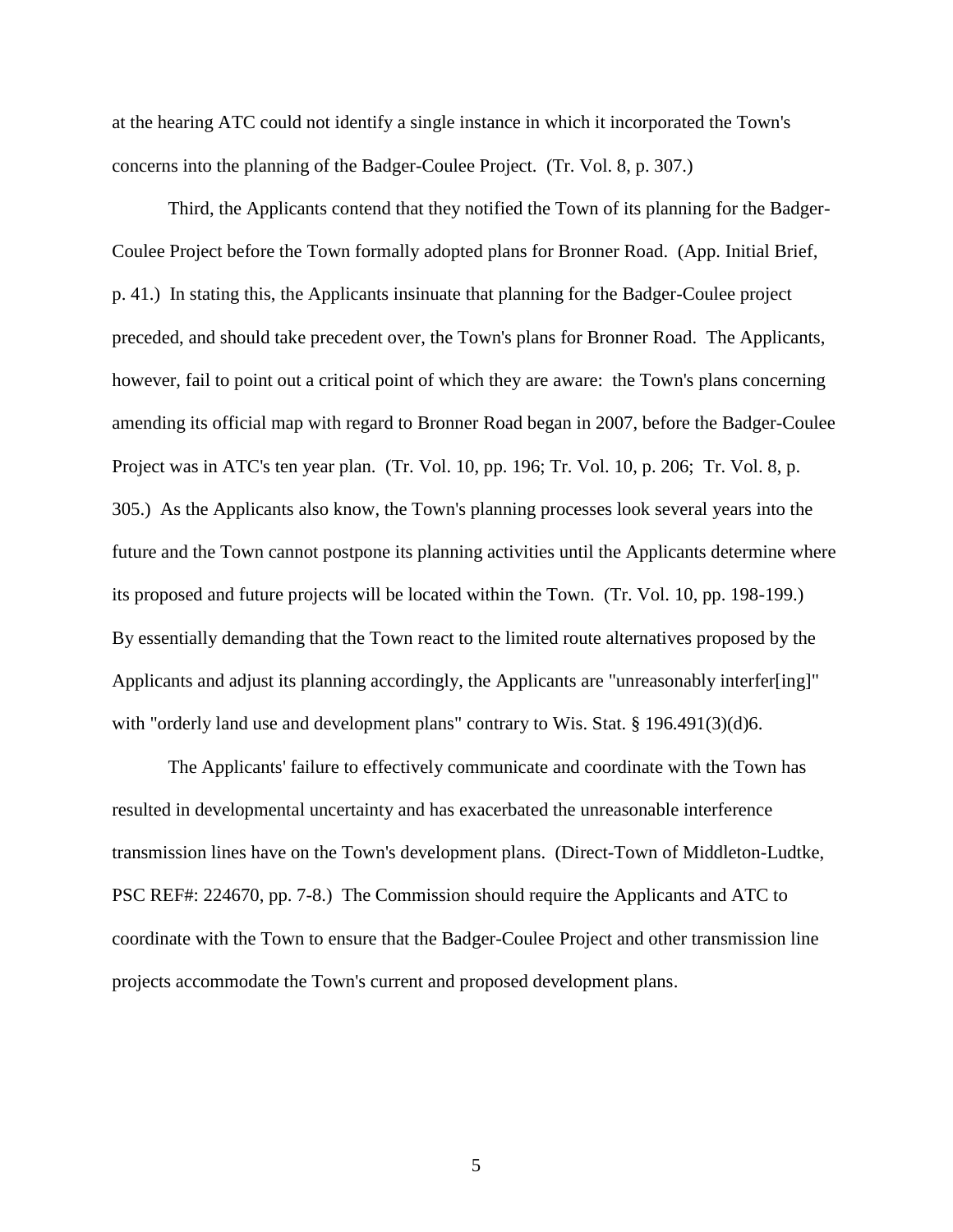at the hearing ATC could not identify a single instance in which it incorporated the Town's concerns into the planning of the Badger-Coulee Project. (Tr. Vol. 8, p. 307.)

Third, the Applicants contend that they notified the Town of its planning for the Badger-Coulee Project before the Town formally adopted plans for Bronner Road. (App. Initial Brief, p. 41.) In stating this, the Applicants insinuate that planning for the Badger-Coulee project preceded, and should take precedent over, the Town's plans for Bronner Road. The Applicants, however, fail to point out a critical point of which they are aware: the Town's plans concerning amending its official map with regard to Bronner Road began in 2007, before the Badger-Coulee Project was in ATC's ten year plan. (Tr. Vol. 10, pp. 196; Tr. Vol. 10, p. 206; Tr. Vol. 8, p. 305.) As the Applicants also know, the Town's planning processes look several years into the future and the Town cannot postpone its planning activities until the Applicants determine where its proposed and future projects will be located within the Town. (Tr. Vol. 10, pp. 198-199.) By essentially demanding that the Town react to the limited route alternatives proposed by the Applicants and adjust its planning accordingly, the Applicants are "unreasonably interfer[ing]" with "orderly land use and development plans" contrary to Wis. Stat. § 196.491(3)(d)6.

The Applicants' failure to effectively communicate and coordinate with the Town has resulted in developmental uncertainty and has exacerbated the unreasonable interference transmission lines have on the Town's development plans. (Direct-Town of Middleton-Ludtke, PSC REF#: 224670, pp. 7-8.) The Commission should require the Applicants and ATC to coordinate with the Town to ensure that the Badger-Coulee Project and other transmission line projects accommodate the Town's current and proposed development plans.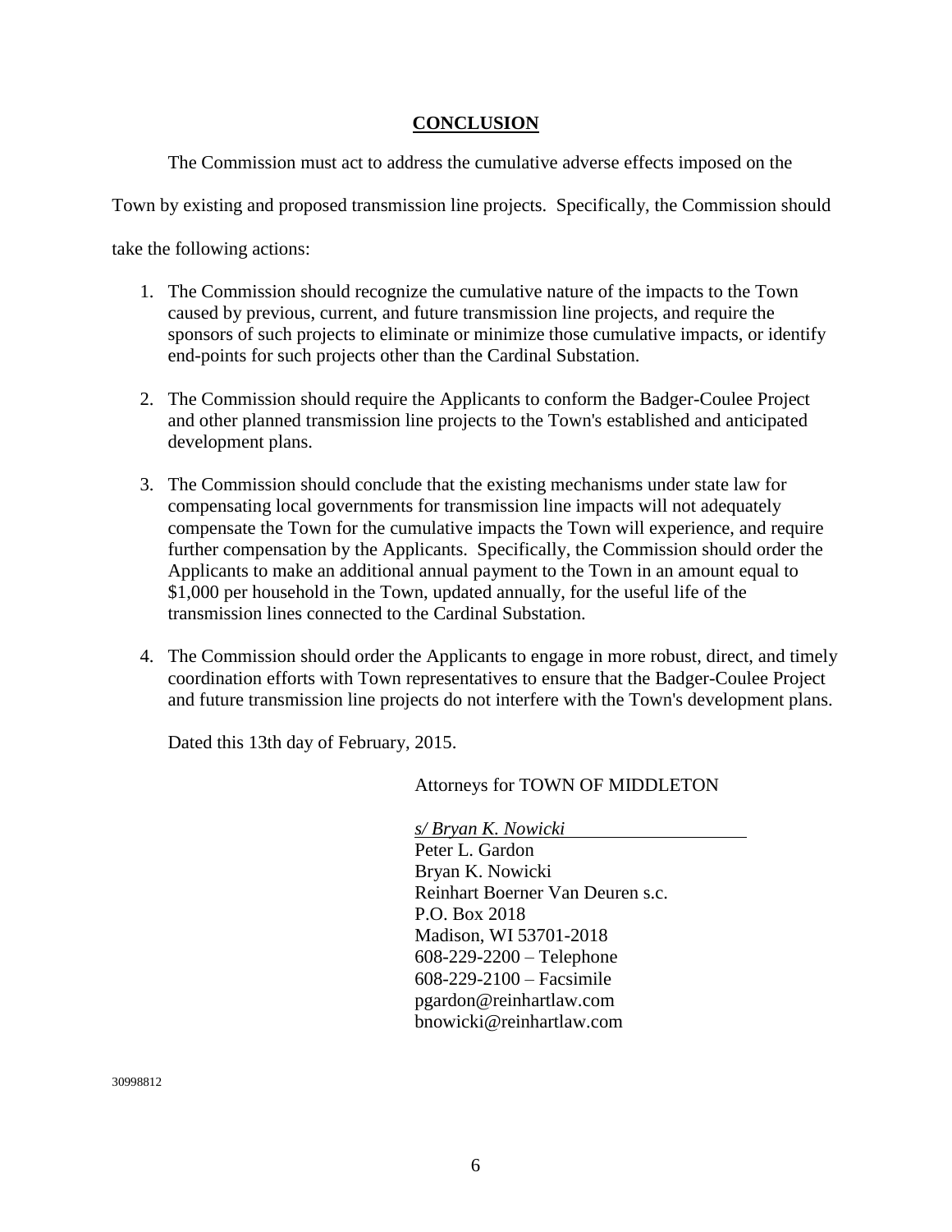## CONCLUSION

The Commission must act to address the cumulative adverse effects imposed on the Town by existing and proposed transmission line projects. Specifically, the Commission should take the following actions:

1. The Commission should recognize the cumulative nature of the impacts to the Town caused by previous, current, and future transmission line projects, and require the sponsors of such projects to eliminate or minimize those cumulative impacts, or identify end-points for such projects other than the Cardinal Substation.

2. The Commission should require the Applicants to conform the Badger-Coulee Project and other planned transmission line projects to the Town's established and anticipated development plans.

3. The Commission should conclude that the existing mechanisms under state law for compensating local governments for transmission line impacts will not adequately compensate the Town for the cumulative impacts the Town will experience, and require further compensation by the Applicants. Specifically, the Commission should order the Applicants to make an additional annual payment to the Town in an amount equal to $1,000 per household in the Town, updated annually, for the useful life of the transmission lines connected to the Cardinal Substation.

4. The Commission should order the Applicants to engage in more robust, direct, and timely coordination efforts with Town representatives to ensure that the Badger-Coulee Project and future transmission line projects do not interfere with the Town's development plans.

Dated this 13th day of February, 2015.

Attorneys for TOWN OF MIDDLETON

*s/ Bryan K. Nowicki*
Peter L. Gardon
Bryan K. Nowicki
Reinhart Boerner Van Deuren s.c.
P.O. Box 2018
Madison, WI 53701-2018
608-229-2200 – Telephone
608-229-2100 – Facsimile
pgardon@reinhartlaw.com
bnowicki@reinhartlaw.com

30998812